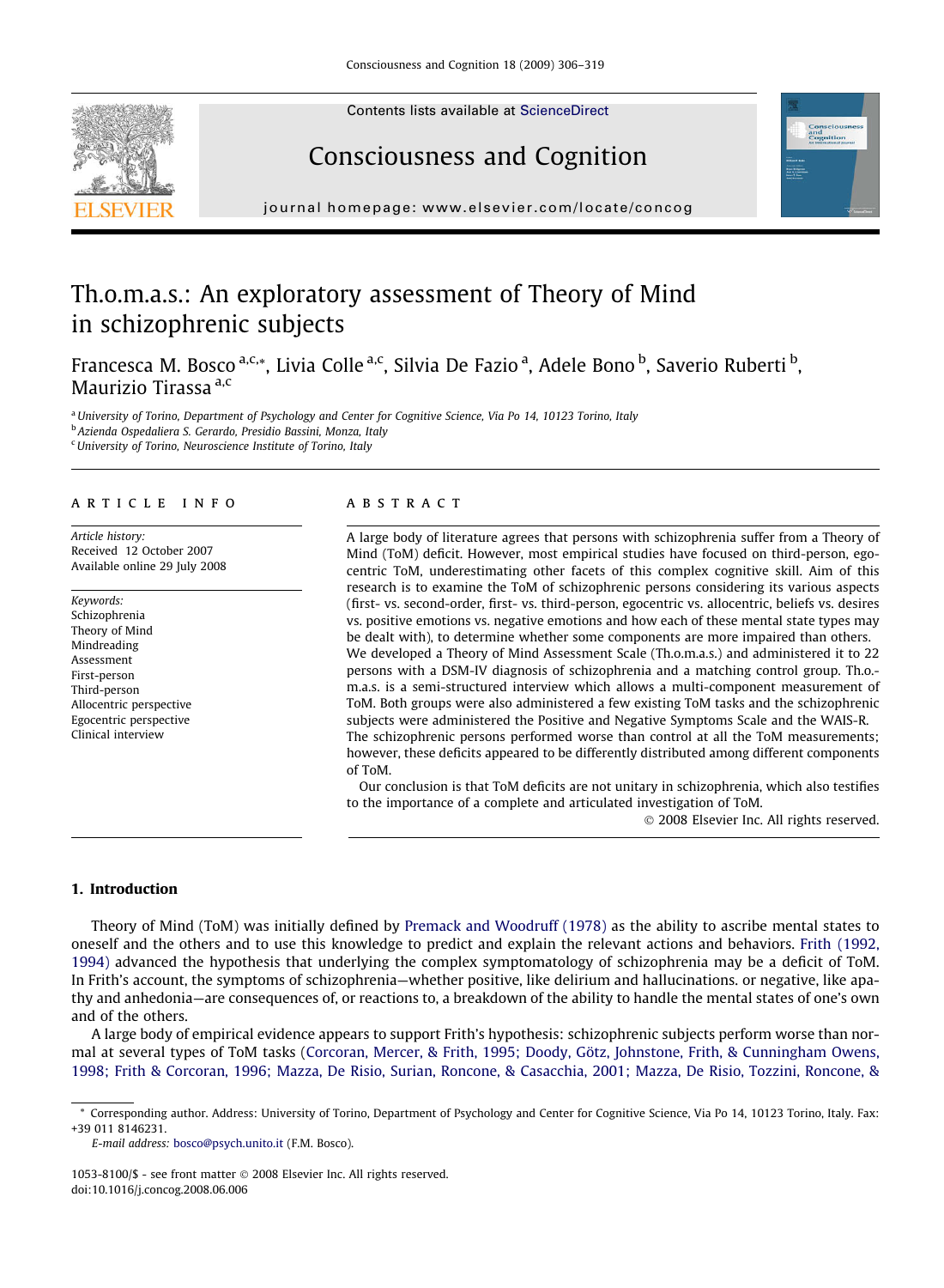Contents lists available at ScienceDirect

# Consciousness and Cognition

journal homepage: www.elsevier.com/locate/concog

# Th.o.m.a.s.: An exploratory assessment of Theory of Mind in schizophrenic subjects

Francesca M. Bosco [a,c,*], Livia Colle [a,c], Silvia De Fazio [a], Adele Bono [b], Saverio Ruberti [b], Maurizio Tirassa [a,c]

[a] *University of Torino, Department of Psychology and Center for Cognitive Science, Via Po 14, 10123 Torino, Italy*
[b] *Azienda Ospedaliera S. Gerardo, Presidio Bassini, Monza, Italy*
[c] *University of Torino, Neuroscience Institute of Torino, Italy*

## ARTICLE INFO

*Article history:*
Received 12 October 2007
Available online 29 July 2008

*Keywords:*
Schizophrenia
Theory of Mind
Mindreading
Assessment
First-person
Third-person
Allocentric perspective
Egocentric perspective
Clinical interview

## ABSTRACT

A large body of literature agrees that persons with schizophrenia suffer from a Theory of Mind (ToM) deficit. However, most empirical studies have focused on third-person, egocentric ToM, underestimating other facets of this complex cognitive skill. Aim of this research is to examine the ToM of schizophrenic persons considering its various aspects (first- vs. second-order, first- vs. third-person, egocentric vs. allocentric, beliefs vs. desires vs. positive emotions vs. negative emotions and how each of these mental state types may be dealt with), to determine whether some components are more impaired than others. We developed a Theory of Mind Assessment Scale (Th.o.m.a.s.) and administered it to 22 persons with a DSM-IV diagnosis of schizophrenia and a matching control group. Th.o.m.a.s. is a semi-structured interview which allows a multi-component measurement of ToM. Both groups were also administered a few existing ToM tasks and the schizophrenic subjects were administered the Positive and Negative Symptoms Scale and the WAIS-R. The schizophrenic persons performed worse than control at all the ToM measurements; however, these deficits appeared to be differently distributed among different components of ToM.

Our conclusion is that ToM deficits are not unitary in schizophrenia, which also testifies to the importance of a complete and articulated investigation of ToM.

© 2008 Elsevier Inc. All rights reserved.

## 1. Introduction

Theory of Mind (ToM) was initially defined by Premack and Woodruff (1978) as the ability to ascribe mental states to oneself and the others and to use this knowledge to predict and explain the relevant actions and behaviors. Frith (1992, 1994) advanced the hypothesis that underlying the complex symptomatology of schizophrenia may be a deficit of ToM. In Frith's account, the symptoms of schizophrenia—whether positive, like delirium and hallucinations. or negative, like apathy and anhedonia—are consequences of, or reactions to, a breakdown of the ability to handle the mental states of one's own and of the others.

A large body of empirical evidence appears to support Frith's hypothesis: schizophrenic subjects perform worse than normal at several types of ToM tasks (Corcoran, Mercer, & Frith, 1995; Doody, Götz, Johnstone, Frith, & Cunningham Owens, 1998; Frith & Corcoran, 1996; Mazza, De Risio, Surian, Roncone, & Casacchia, 2001; Mazza, De Risio, Tozzini, Roncone, &

\* Corresponding author. Address: University of Torino, Department of Psychology and Center for Cognitive Science, Via Po 14, 10123 Torino, Italy. Fax: +39 011 8146231.
*E-mail address:* bosco@psych.unito.it (F.M. Bosco).

1053-8100/$ - see front matter © 2008 Elsevier Inc. All rights reserved.
doi:10.1016/j.concog.2008.06.006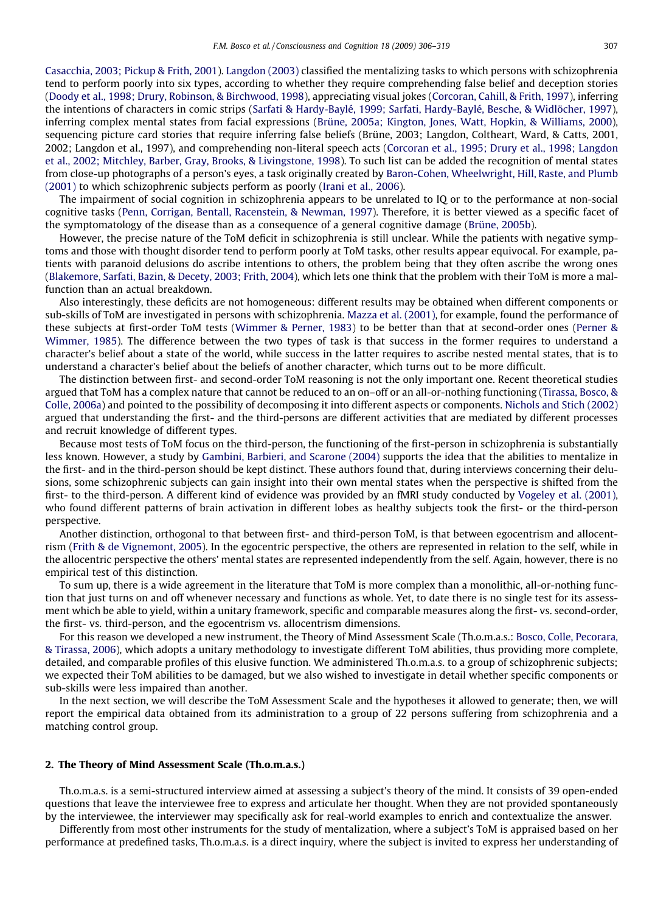Casacchia, 2003; Pickup & Frith, 2001). Langdon (2003) classified the mentalizing tasks to which persons with schizophrenia tend to perform poorly into six types, according to whether they require comprehending false belief and deception stories (Doody et al., 1998; Drury, Robinson, & Birchwood, 1998), appreciating visual jokes (Corcoran, Cahill, & Frith, 1997), inferring the intentions of characters in comic strips (Sarfati & Hardy-Baylé, 1999; Sarfati, Hardy-Baylé, Besche, & Widlöcher, 1997), inferring complex mental states from facial expressions (Brüne, 2005a; Kington, Jones, Watt, Hopkin, & Williams, 2000), sequencing picture card stories that require inferring false beliefs (Brüne, 2003; Langdon, Coltheart, Ward, & Catts, 2001, 2002; Langdon et al., 1997), and comprehending non-literal speech acts (Corcoran et al., 1995; Drury et al., 1998; Langdon et al., 2002; Mitchley, Barber, Gray, Brooks, & Livingstone, 1998). To such list can be added the recognition of mental states from close-up photographs of a person's eyes, a task originally created by Baron-Cohen, Wheelwright, Hill, Raste, and Plumb (2001) to which schizophrenic subjects perform as poorly (Irani et al., 2006).

The impairment of social cognition in schizophrenia appears to be unrelated to IQ or to the performance at non-social cognitive tasks (Penn, Corrigan, Bentall, Racenstein, & Newman, 1997). Therefore, it is better viewed as a specific facet of the symptomatology of the disease than as a consequence of a general cognitive damage (Brüne, 2005b).

However, the precise nature of the ToM deficit in schizophrenia is still unclear. While the patients with negative symptoms and those with thought disorder tend to perform poorly at ToM tasks, other results appear equivocal. For example, patients with paranoid delusions do ascribe intentions to others, the problem being that they often ascribe the wrong ones (Blakemore, Sarfati, Bazin, & Decety, 2003; Frith, 2004), which lets one think that the problem with their ToM is more a malfunction than an actual breakdown.

Also interestingly, these deficits are not homogeneous: different results may be obtained when different components or sub-skills of ToM are investigated in persons with schizophrenia. Mazza et al. (2001), for example, found the performance of these subjects at first-order ToM tests (Wimmer & Perner, 1983) to be better than that at second-order ones (Perner & Wimmer, 1985). The difference between the two types of task is that success in the former requires to understand a character's belief about a state of the world, while success in the latter requires to ascribe nested mental states, that is to understand a character's belief about the beliefs of another character, which turns out to be more difficult.

The distinction between first- and second-order ToM reasoning is not the only important one. Recent theoretical studies argued that ToM has a complex nature that cannot be reduced to an on–off or an all-or-nothing functioning (Tirassa, Bosco, & Colle, 2006a) and pointed to the possibility of decomposing it into different aspects or components. Nichols and Stich (2002) argued that understanding the first- and the third-persons are different activities that are mediated by different processes and recruit knowledge of different types.

Because most tests of ToM focus on the third-person, the functioning of the first-person in schizophrenia is substantially less known. However, a study by Gambini, Barbieri, and Scarone (2004) supports the idea that the abilities to mentalize in the first- and in the third-person should be kept distinct. These authors found that, during interviews concerning their delusions, some schizophrenic subjects can gain insight into their own mental states when the perspective is shifted from the first- to the third-person. A different kind of evidence was provided by an fMRI study conducted by Vogeley et al. (2001), who found different patterns of brain activation in different lobes as healthy subjects took the first- or the third-person perspective.

Another distinction, orthogonal to that between first- and third-person ToM, is that between egocentrism and allocentrism (Frith & de Vignemont, 2005). In the egocentric perspective, the others are represented in relation to the self, while in the allocentric perspective the others' mental states are represented independently from the self. Again, however, there is no empirical test of this distinction.

To sum up, there is a wide agreement in the literature that ToM is more complex than a monolithic, all-or-nothing function that just turns on and off whenever necessary and functions as whole. Yet, to date there is no single test for its assessment which be able to yield, within a unitary framework, specific and comparable measures along the first- vs. second-order, the first- vs. third-person, and the egocentrism vs. allocentrism dimensions.

For this reason we developed a new instrument, the Theory of Mind Assessment Scale (Th.o.m.a.s.: Bosco, Colle, Pecorara, & Tirassa, 2006), which adopts a unitary methodology to investigate different ToM abilities, thus providing more complete, detailed, and comparable profiles of this elusive function. We administered Th.o.m.a.s. to a group of schizophrenic subjects; we expected their ToM abilities to be damaged, but we also wished to investigate in detail whether specific components or sub-skills were less impaired than another.

In the next section, we will describe the ToM Assessment Scale and the hypotheses it allowed to generate; then, we will report the empirical data obtained from its administration to a group of 22 persons suffering from schizophrenia and a matching control group.

## 2. The Theory of Mind Assessment Scale (Th.o.m.a.s.)

Th.o.m.a.s. is a semi-structured interview aimed at assessing a subject's theory of the mind. It consists of 39 open-ended questions that leave the interviewee free to express and articulate her thought. When they are not provided spontaneously by the interviewee, the interviewer may specifically ask for real-world examples to enrich and contextualize the answer.

Differently from most other instruments for the study of mentalization, where a subject's ToM is appraised based on her performance at predefined tasks, Th.o.m.a.s. is a direct inquiry, where the subject is invited to express her understanding of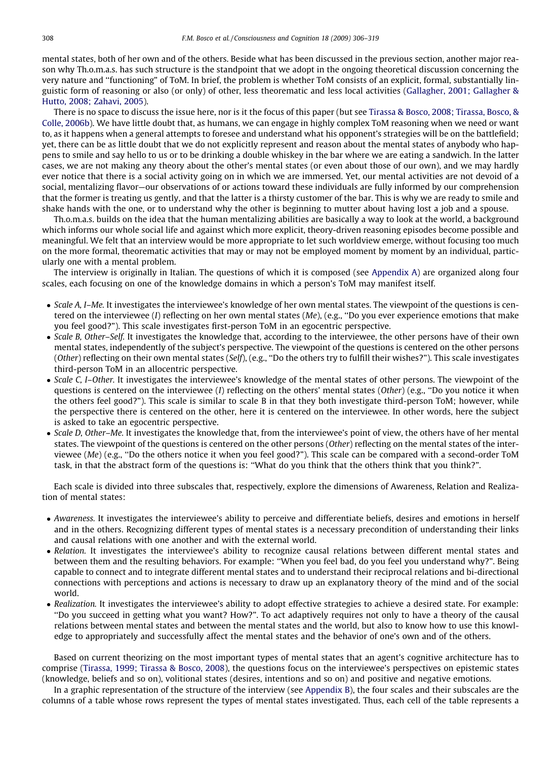mental states, both of her own and of the others. Beside what has been discussed in the previous section, another major reason why Th.o.m.a.s. has such structure is the standpoint that we adopt in the ongoing theoretical discussion concerning the very nature and "functioning" of ToM. In brief, the problem is whether ToM consists of an explicit, formal, substantially linguistic form of reasoning or also (or only) of other, less theorematic and less local activities (Gallagher, 2001; Gallagher & Hutto, 2008; Zahavi, 2005).

There is no space to discuss the issue here, nor is it the focus of this paper (but see Tirassa & Bosco, 2008; Tirassa, Bosco, & Colle, 2006b). We have little doubt that, as humans, we can engage in highly complex ToM reasoning when we need or want to, as it happens when a general attempts to foresee and understand what his opponent's strategies will be on the battlefield; yet, there can be as little doubt that we do not explicitly represent and reason about the mental states of anybody who happens to smile and say hello to us or to be drinking a double whiskey in the bar where we are eating a sandwich. In the latter cases, we are not making any theory about the other's mental states (or even about those of our own), and we may hardly ever notice that there is a social activity going on in which we are immersed. Yet, our mental activities are not devoid of a social, mentalizing flavor—our observations of or actions toward these individuals are fully informed by our comprehension that the former is treating us gently, and that the latter is a thirsty customer of the bar. This is why we are ready to smile and shake hands with the one, or to understand why the other is beginning to mutter about having lost a job and a spouse.

Th.o.m.a.s. builds on the idea that the human mentalizing abilities are basically a way to look at the world, a background which informs our whole social life and against which more explicit, theory-driven reasoning episodes become possible and meaningful. We felt that an interview would be more appropriate to let such worldview emerge, without focusing too much on the more formal, theorematic activities that may or may not be employed moment by moment by an individual, particularly one with a mental problem.

The interview is originally in Italian. The questions of which it is composed (see Appendix A) are organized along four scales, each focusing on one of the knowledge domains in which a person's ToM may manifest itself.

- *Scale A, I–Me.* It investigates the interviewee's knowledge of her own mental states. The viewpoint of the questions is centered on the interviewee (*I*) reflecting on her own mental states (*Me*), (e.g., "Do you ever experience emotions that make you feel good?"). This scale investigates first-person ToM in an egocentric perspective.
- *Scale B, Other–Self.* It investigates the knowledge that, according to the interviewee, the other persons have of their own mental states, independently of the subject's perspective. The viewpoint of the questions is centered on the other persons (*Other*) reflecting on their own mental states (*Self*), (e.g., "Do the others try to fulfill their wishes?"). This scale investigates third-person ToM in an allocentric perspective.
- *Scale C, I–Other.* It investigates the interviewee's knowledge of the mental states of other persons. The viewpoint of the questions is centered on the interviewee (*I*) reflecting on the others' mental states (*Other*) (e.g., "Do you notice it when the others feel good?"). This scale is similar to scale B in that they both investigate third-person ToM; however, while the perspective there is centered on the other, here it is centered on the interviewee. In other words, here the subject is asked to take an egocentric perspective.
- *Scale D, Other–Me.* It investigates the knowledge that, from the interviewee's point of view, the others have of her mental states. The viewpoint of the questions is centered on the other persons (*Other*) reflecting on the mental states of the interviewee (*Me*) (e.g., "Do the others notice it when you feel good?"). This scale can be compared with a second-order ToM task, in that the abstract form of the questions is: "What do you think that the others think that you think?".

Each scale is divided into three subscales that, respectively, explore the dimensions of Awareness, Relation and Realization of mental states:

- *Awareness.* It investigates the interviewee's ability to perceive and differentiate beliefs, desires and emotions in herself and in the others. Recognizing different types of mental states is a necessary precondition of understanding their links and causal relations with one another and with the external world.
- *Relation.* It investigates the interviewee's ability to recognize causal relations between different mental states and between them and the resulting behaviors. For example: "When you feel bad, do you feel you understand why?". Being capable to connect and to integrate different mental states and to understand their reciprocal relations and bi-directional connections with perceptions and actions is necessary to draw up an explanatory theory of the mind and of the social world.
- *Realization.* It investigates the interviewee's ability to adopt effective strategies to achieve a desired state. For example: "Do you succeed in getting what you want? How?". To act adaptively requires not only to have a theory of the causal relations between mental states and between the mental states and the world, but also to know how to use this knowledge to appropriately and successfully affect the mental states and the behavior of one's own and of the others.

Based on current theorizing on the most important types of mental states that an agent's cognitive architecture has to comprise (Tirassa, 1999; Tirassa & Bosco, 2008), the questions focus on the interviewee's perspectives on epistemic states (knowledge, beliefs and so on), volitional states (desires, intentions and so on) and positive and negative emotions.

In a graphic representation of the structure of the interview (see Appendix B), the four scales and their subscales are the columns of a table whose rows represent the types of mental states investigated. Thus, each cell of the table represents a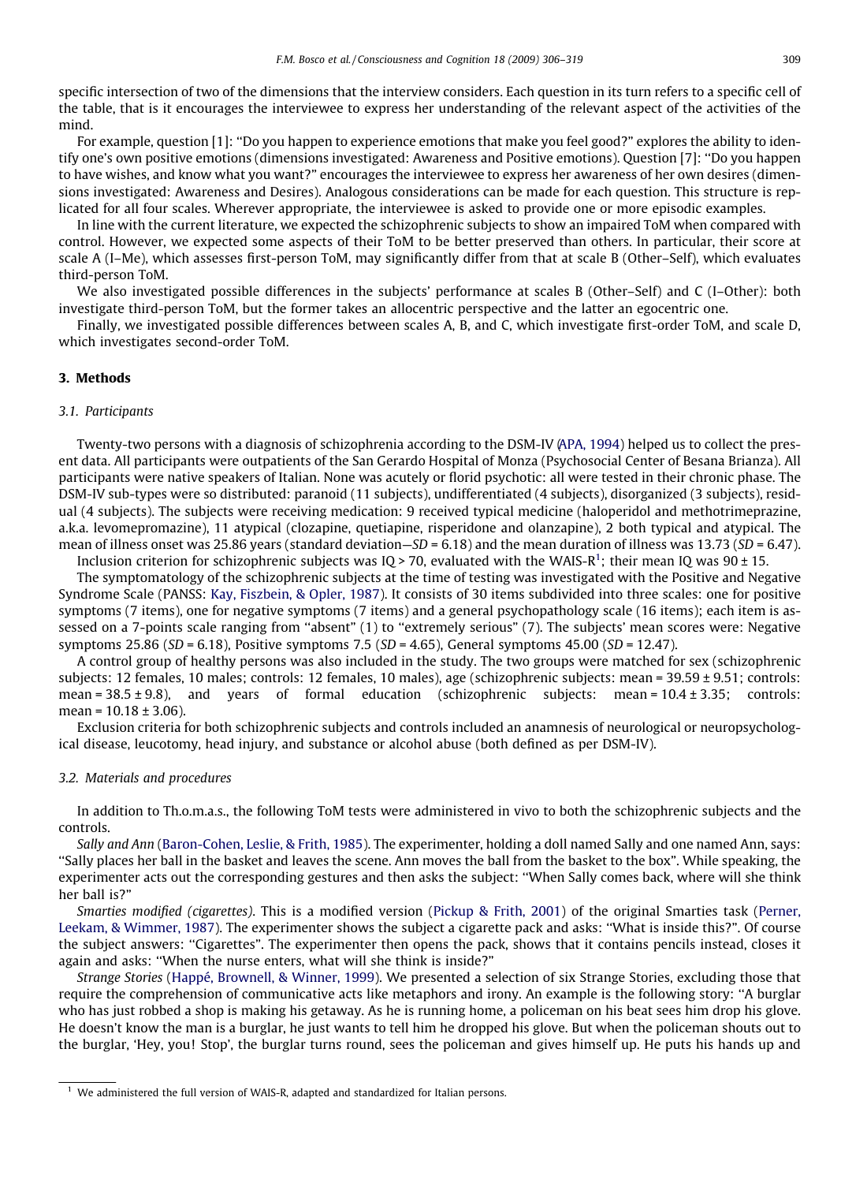specific intersection of two of the dimensions that the interview considers. Each question in its turn refers to a specific cell of the table, that is it encourages the interviewee to express her understanding of the relevant aspect of the activities of the mind.

For example, question [1]: ''Do you happen to experience emotions that make you feel good?'' explores the ability to identify one's own positive emotions (dimensions investigated: Awareness and Positive emotions). Question [7]: ''Do you happen to have wishes, and know what you want?'' encourages the interviewee to express her awareness of her own desires (dimensions investigated: Awareness and Desires). Analogous considerations can be made for each question. This structure is replicated for all four scales. Wherever appropriate, the interviewee is asked to provide one or more episodic examples.

In line with the current literature, we expected the schizophrenic subjects to show an impaired ToM when compared with control. However, we expected some aspects of their ToM to be better preserved than others. In particular, their score at scale A (I–Me), which assesses first-person ToM, may significantly differ from that at scale B (Other–Self), which evaluates third-person ToM.

We also investigated possible differences in the subjects' performance at scales B (Other–Self) and C (I–Other): both investigate third-person ToM, but the former takes an allocentric perspective and the latter an egocentric one.

Finally, we investigated possible differences between scales A, B, and C, which investigate first-order ToM, and scale D, which investigates second-order ToM.

## 3. Methods

### 3.1. Participants

Twenty-two persons with a diagnosis of schizophrenia according to the DSM-IV (APA, 1994) helped us to collect the present data. All participants were outpatients of the San Gerardo Hospital of Monza (Psychosocial Center of Besana Brianza). All participants were native speakers of Italian. None was acutely or florid psychotic: all were tested in their chronic phase. The DSM-IV sub-types were so distributed: paranoid (11 subjects), undifferentiated (4 subjects), disorganized (3 subjects), residual (4 subjects). The subjects were receiving medication: 9 received typical medicine (haloperidol and methotrimeprazine, a.k.a. levomepromazine), 11 atypical (clozapine, quetiapine, risperidone and olanzapine), 2 both typical and atypical. The mean of illness onset was 25.86 years (standard deviation—$SD = 6.18$) and the mean duration of illness was 13.73 ($SD = 6.47$).

Inclusion criterion for schizophrenic subjects was IQ > 70, evaluated with the WAIS-R[1]; their mean IQ was $90 \pm 15$.

The symptomatology of the schizophrenic subjects at the time of testing was investigated with the Positive and Negative Syndrome Scale (PANSS: Kay, Fiszbein, & Opler, 1987). It consists of 30 items subdivided into three scales: one for positive symptoms (7 items), one for negative symptoms (7 items) and a general psychopathology scale (16 items); each item is assessed on a 7-points scale ranging from ''absent'' (1) to ''extremely serious'' (7). The subjects' mean scores were: Negative symptoms 25.86 ($SD = 6.18$), Positive symptoms 7.5 ($SD = 4.65$), General symptoms 45.00 ($SD = 12.47$).

A control group of healthy persons was also included in the study. The two groups were matched for sex (schizophrenic subjects: 12 females, 10 males; controls: 12 females, 10 males), age (schizophrenic subjects: mean = $39.59 \pm 9.51$; controls: mean = $38.5 \pm 9.8$), and years of formal education (schizophrenic subjects: mean = $10.4 \pm 3.35$; controls: mean = $10.18 \pm 3.06$).

Exclusion criteria for both schizophrenic subjects and controls included an anamnesis of neurological or neuropsychological disease, leucotomy, head injury, and substance or alcohol abuse (both defined as per DSM-IV).

### 3.2. Materials and procedures

In addition to Th.o.m.a.s., the following ToM tests were administered in vivo to both the schizophrenic subjects and the controls.

*Sally and Ann* (Baron-Cohen, Leslie, & Frith, 1985). The experimenter, holding a doll named Sally and one named Ann, says: ''Sally places her ball in the basket and leaves the scene. Ann moves the ball from the basket to the box''. While speaking, the experimenter acts out the corresponding gestures and then asks the subject: ''When Sally comes back, where will she think her ball is?''

*Smarties modified (cigarettes)*. This is a modified version (Pickup & Frith, 2001) of the original Smarties task (Perner, Leekam, & Wimmer, 1987). The experimenter shows the subject a cigarette pack and asks: ''What is inside this?''. Of course the subject answers: ''Cigarettes''. The experimenter then opens the pack, shows that it contains pencils instead, closes it again and asks: ''When the nurse enters, what will she think is inside?''

*Strange Stories* (Happé, Brownell, & Winner, 1999). We presented a selection of six Strange Stories, excluding those that require the comprehension of communicative acts like metaphors and irony. An example is the following story: ''A burglar who has just robbed a shop is making his getaway. As he is running home, a policeman on his beat sees him drop his glove. He doesn't know the man is a burglar, he just wants to tell him he dropped his glove. But when the policeman shouts out to the burglar, 'Hey, you! Stop', the burglar turns round, sees the policeman and gives himself up. He puts his hands up and

[1] We administered the full version of WAIS-R, adapted and standardized for Italian persons.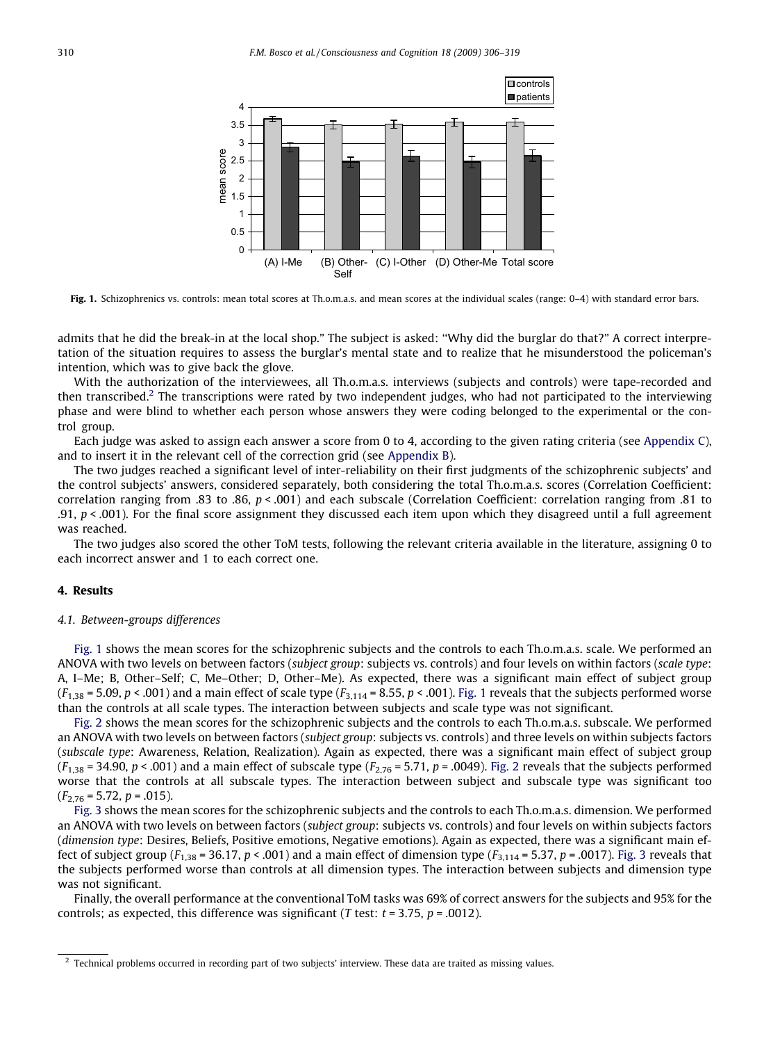Fig. 1. Schizophrenics vs. controls: mean total scores at Th.o.m.a.s. and mean scores at the individual scales (range: 0–4) with standard error bars.

admits that he did the break-in at the local shop." The subject is asked: "Why did the burglar do that?" A correct interpretation of the situation requires to assess the burglar's mental state and to realize that he misunderstood the policeman's intention, which was to give back the glove.

With the authorization of the interviewees, all Th.o.m.a.s. interviews (subjects and controls) were tape-recorded and then transcribed.[2] The transcriptions were rated by two independent judges, who had not participated to the interviewing phase and were blind to whether each person whose answers they were coding belonged to the experimental or the control group.

Each judge was asked to assign each answer a score from 0 to 4, according to the given rating criteria (see Appendix C), and to insert it in the relevant cell of the correction grid (see Appendix B).

The two judges reached a significant level of inter-reliability on their first judgments of the schizophrenic subjects' and the control subjects' answers, considered separately, both considering the total Th.o.m.a.s. scores (Correlation Coefficient: correlation ranging from .83 to .86, $p < .001$) and each subscale (Correlation Coefficient: correlation ranging from .81 to .91, $p < .001$). For the final score assignment they discussed each item upon which they disagreed until a full agreement was reached.

The two judges also scored the other ToM tests, following the relevant criteria available in the literature, assigning 0 to each incorrect answer and 1 to each correct one.

## 4. Results

### 4.1. Between-groups differences

Fig. 1 shows the mean scores for the schizophrenic subjects and the controls to each Th.o.m.a.s. scale. We performed an ANOVA with two levels on between factors (*subject group*: subjects vs. controls) and four levels on within factors (*scale type*: A, I–Me; B, Other–Self; C, Me–Other; D, Other–Me). As expected, there was a significant main effect of subject group ($F_{1,38} = 5.09$, $p < .001$) and a main effect of scale type ($F_{3,114} = 8.55$, $p < .001$). Fig. 1 reveals that the subjects performed worse than the controls at all scale types. The interaction between subjects and scale type was not significant.

Fig. 2 shows the mean scores for the schizophrenic subjects and the controls to each Th.o.m.a.s. subscale. We performed an ANOVA with two levels on between factors (*subject group*: subjects vs. controls) and three levels on within subjects factors (*subscale type*: Awareness, Relation, Realization). Again as expected, there was a significant main effect of subject group ($F_{1,38} = 34.90$, $p < .001$) and a main effect of subscale type ($F_{2,76} = 5.71$, $p = .0049$). Fig. 2 reveals that the subjects performed worse that the controls at all subscale types. The interaction between subject and subscale type was significant too ($F_{2,76} = 5.72$, $p = .015$).

Fig. 3 shows the mean scores for the schizophrenic subjects and the controls to each Th.o.m.a.s. dimension. We performed an ANOVA with two levels on between factors (*subject group*: subjects vs. controls) and four levels on within subjects factors (*dimension type*: Desires, Beliefs, Positive emotions, Negative emotions). Again as expected, there was a significant main effect of subject group ($F_{1,38} = 36.17$, $p < .001$) and a main effect of dimension type ($F_{3,114} = 5.37$, $p = .0017$). Fig. 3 reveals that the subjects performed worse than controls at all dimension types. The interaction between subjects and dimension type was not significant.

Finally, the overall performance at the conventional ToM tasks was 69% of correct answers for the subjects and 95% for the controls; as expected, this difference was significant (*T* test: $t = 3.75$, $p = .0012$).

[2] Technical problems occurred in recording part of two subjects' interview. These data are traited as missing values.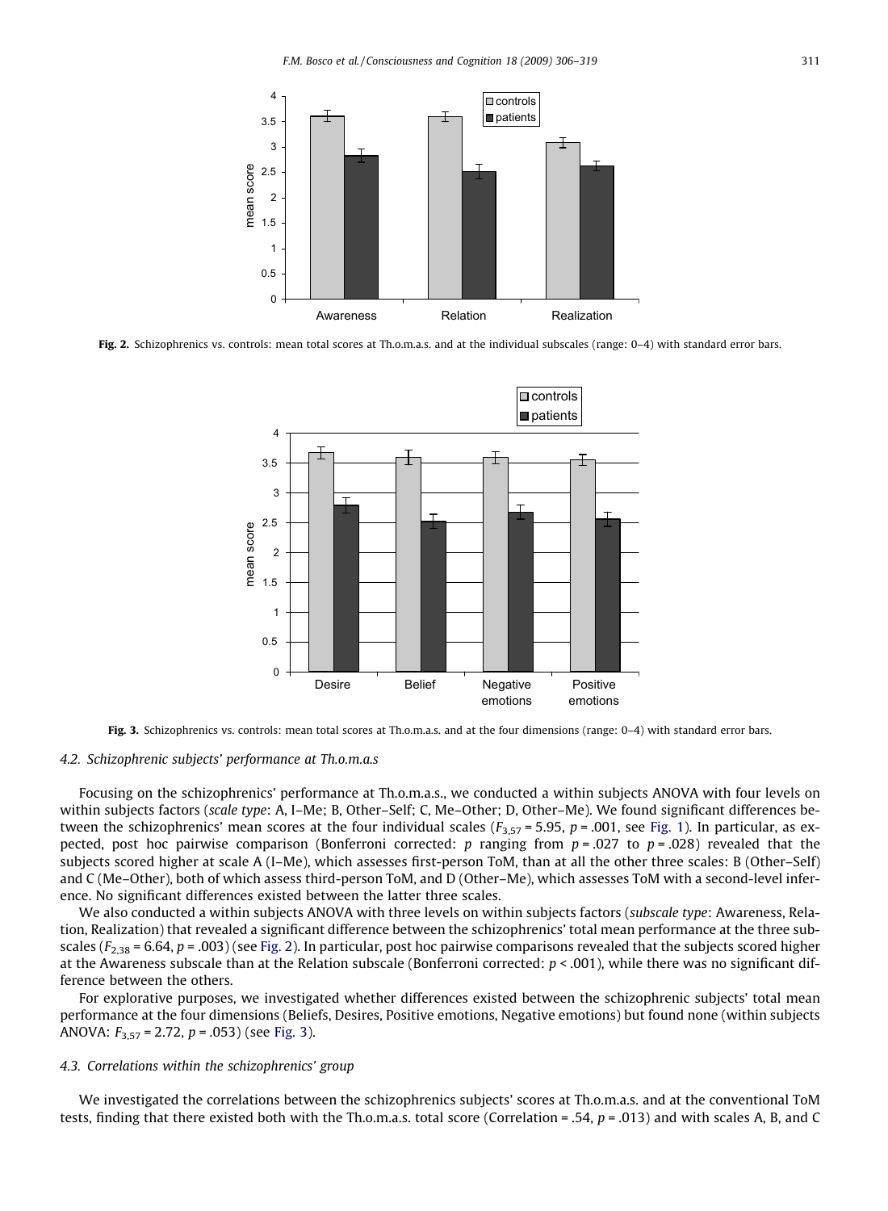Fig. 2. Schizophrenics vs. controls: mean total scores at Th.o.m.a.s. and at the individual subscales (range: 0–4) with standard error bars.

Fig. 3. Schizophrenics vs. controls: mean total scores at Th.o.m.a.s. and at the four dimensions (range: 0–4) with standard error bars.

### 4.2. Schizophrenic subjects' performance at Th.o.m.a.s

Focusing on the schizophrenics' performance at Th.o.m.a.s., we conducted a within subjects ANOVA with four levels on within subjects factors (*scale type*: A, I–Me; B, Other–Self; C, Me–Other; D, Other–Me). We found significant differences between the schizophrenics' mean scores at the four individual scales ($F_{3,57} = 5.95$, $p = .001$, see Fig. 1). In particular, as expected, post hoc pairwise comparison (Bonferroni corrected: $p$ ranging from $p = .027$ to $p = .028$) revealed that the subjects scored higher at scale A (I–Me), which assesses first-person ToM, than at all the other three scales: B (Other–Self) and C (Me–Other), both of which assess third-person ToM, and D (Other–Me), which assesses ToM with a second-level inference. No significant differences existed between the latter three scales.

We also conducted a within subjects ANOVA with three levels on within subjects factors (*subscale type*: Awareness, Relation, Realization) that revealed a significant difference between the schizophrenics' total mean performance at the three subscales ($F_{2,38} = 6.64$, $p = .003$) (see Fig. 2). In particular, post hoc pairwise comparisons revealed that the subjects scored higher at the Awareness subscale than at the Relation subscale (Bonferroni corrected: $p < .001$), while there was no significant difference between the others.

For explorative purposes, we investigated whether differences existed between the schizophrenic subjects' total mean performance at the four dimensions (Beliefs, Desires, Positive emotions, Negative emotions) but found none (within subjects ANOVA: $F_{3,57} = 2.72$, $p = .053$) (see Fig. 3).

### 4.3. Correlations within the schizophrenics' group

We investigated the correlations between the schizophrenics subjects' scores at Th.o.m.a.s. and at the conventional ToM tests, finding that there existed both with the Th.o.m.a.s. total score (Correlation = .54, $p = .013$) and with scales A, B, and C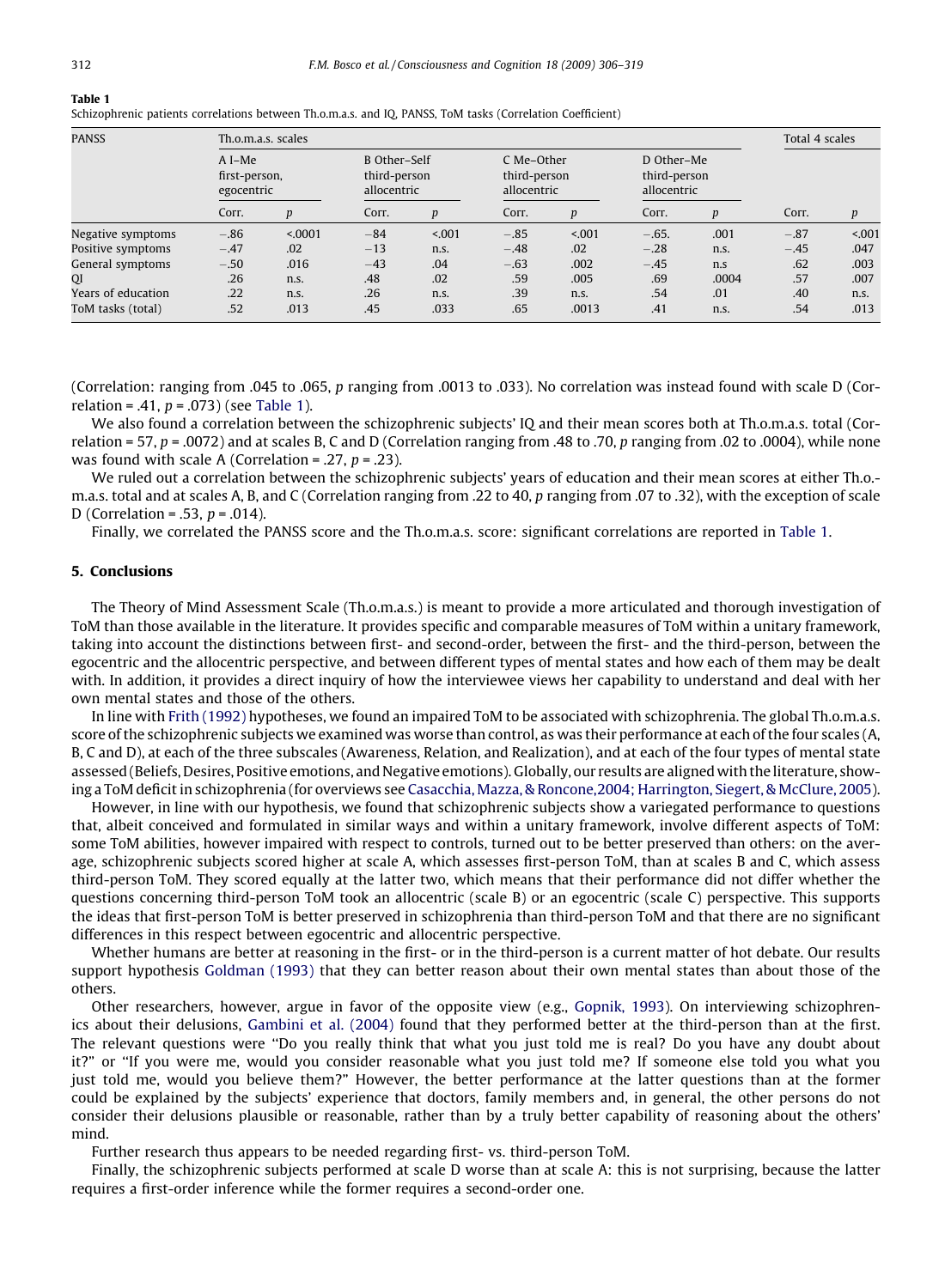**Table 1**
Schizophrenic patients correlations between Th.o.m.a.s. and IQ, PANSS, ToM tasks (Correlation Coefficient)

| PANSS | Th.o.m.a.s. scales | | | | | | | | Total 4 scales | |
|---|---|---|---|---|---|---|---|---|---|---|
| | A I–Me first-person, egocentric | | B Other–Self third-person allocentric | | C Me–Other third-person allocentric | | D Other–Me third-person allocentric | | | |
| | Corr. | *p* | Corr. | *p* | Corr. | *p* | Corr. | *p* | Corr. | *p* |
| Negative symptoms | −.86 | <.0001 | −84 | <.001 | −.85 | <.001 | −.65. | .001 | −.87 | <.001 |
| Positive symptoms | −.47 | .02 | −13 | n.s. | −.48 | .02 | −.28 | n.s. | −.45 | .047 |
| General symptoms | −.50 | .016 | −43 | .04 | −.63 | .002 | −.45 | n.s | .62 | .003 |
| QI | .26 | n.s. | .48 | .02 | .59 | .005 | .69 | .0004 | .57 | .007 |
| Years of education | .22 | n.s. | .26 | n.s. | .39 | n.s. | .54 | .01 | .40 | n.s. |
| ToM tasks (total) | .52 | .013 | .45 | .033 | .65 | .0013 | .41 | n.s. | .54 | .013 |

(Correlation: ranging from .045 to .065, $p$ ranging from .0013 to .033). No correlation was instead found with scale D (Correlation = .41, $p = .073$) (see Table 1).

We also found a correlation between the schizophrenic subjects' IQ and their mean scores both at Th.o.m.a.s. total (Correlation = 57, $p = .0072$) and at scales B, C and D (Correlation ranging from .48 to .70, $p$ ranging from .02 to .0004), while none was found with scale A (Correlation = .27, $p = .23$).

We ruled out a correlation between the schizophrenic subjects' years of education and their mean scores at either Th.o.m.a.s. total and at scales A, B, and C (Correlation ranging from .22 to 40, $p$ ranging from .07 to .32), with the exception of scale D (Correlation = .53, $p = .014$).

Finally, we correlated the PANSS score and the Th.o.m.a.s. score: significant correlations are reported in Table 1.

## 5. Conclusions

The Theory of Mind Assessment Scale (Th.o.m.a.s.) is meant to provide a more articulated and thorough investigation of ToM than those available in the literature. It provides specific and comparable measures of ToM within a unitary framework, taking into account the distinctions between first- and second-order, between the first- and the third-person, between the egocentric and the allocentric perspective, and between different types of mental states and how each of them may be dealt with. In addition, it provides a direct inquiry of how the interviewee views her capability to understand and deal with her own mental states and those of the others.

In line with Frith (1992) hypotheses, we found an impaired ToM to be associated with schizophrenia. The global Th.o.m.a.s. score of the schizophrenic subjects we examined was worse than control, as was their performance at each of the four scales (A, B, C and D), at each of the three subscales (Awareness, Relation, and Realization), and at each of the four types of mental state assessed (Beliefs, Desires, Positive emotions, and Negative emotions). Globally, our results are aligned with the literature, showing a ToM deficit in schizophrenia (for overviews see Casacchia, Mazza, & Roncone,2004; Harrington, Siegert, & McClure, 2005).

However, in line with our hypothesis, we found that schizophrenic subjects show a variegated performance to questions that, albeit conceived and formulated in similar ways and within a unitary framework, involve different aspects of ToM: some ToM abilities, however impaired with respect to controls, turned out to be better preserved than others: on the average, schizophrenic subjects scored higher at scale A, which assesses first-person ToM, than at scales B and C, which assess third-person ToM. They scored equally at the latter two, which means that their performance did not differ whether the questions concerning third-person ToM took an allocentric (scale B) or an egocentric (scale C) perspective. This supports the ideas that first-person ToM is better preserved in schizophrenia than third-person ToM and that there are no significant differences in this respect between egocentric and allocentric perspective.

Whether humans are better at reasoning in the first- or in the third-person is a current matter of hot debate. Our results support hypothesis Goldman (1993) that they can better reason about their own mental states than about those of the others.

Other researchers, however, argue in favor of the opposite view (e.g., Gopnik, 1993). On interviewing schizophrenics about their delusions, Gambini et al. (2004) found that they performed better at the third-person than at the first. The relevant questions were "Do you really think that what you just told me is real? Do you have any doubt about it?" or "If you were me, would you consider reasonable what you just told me? If someone else told you what you just told me, would you believe them?" However, the better performance at the latter questions than at the former could be explained by the subjects' experience that doctors, family members and, in general, the other persons do not consider their delusions plausible or reasonable, rather than by a truly better capability of reasoning about the others' mind.

Further research thus appears to be needed regarding first- vs. third-person ToM.

Finally, the schizophrenic subjects performed at scale D worse than at scale A: this is not surprising, because the latter requires a first-order inference while the former requires a second-order one.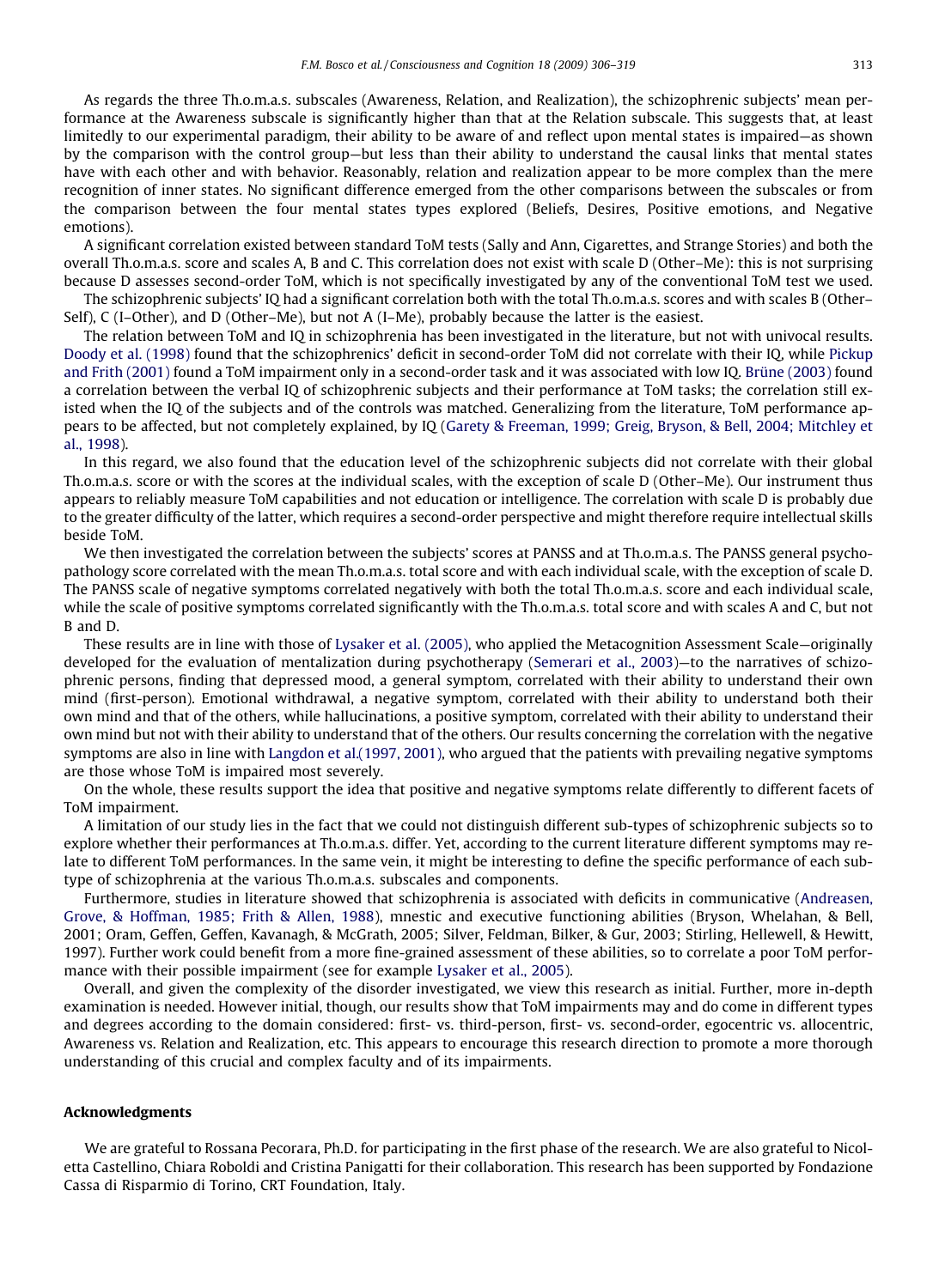As regards the three Th.o.m.a.s. subscales (Awareness, Relation, and Realization), the schizophrenic subjects' mean performance at the Awareness subscale is significantly higher than that at the Relation subscale. This suggests that, at least limitedly to our experimental paradigm, their ability to be aware of and reflect upon mental states is impaired—as shown by the comparison with the control group—but less than their ability to understand the causal links that mental states have with each other and with behavior. Reasonably, relation and realization appear to be more complex than the mere recognition of inner states. No significant difference emerged from the other comparisons between the subscales or from the comparison between the four mental states types explored (Beliefs, Desires, Positive emotions, and Negative emotions).

A significant correlation existed between standard ToM tests (Sally and Ann, Cigarettes, and Strange Stories) and both the overall Th.o.m.a.s. score and scales A, B and C. This correlation does not exist with scale D (Other–Me): this is not surprising because D assesses second-order ToM, which is not specifically investigated by any of the conventional ToM test we used.

The schizophrenic subjects' IQ had a significant correlation both with the total Th.o.m.a.s. scores and with scales B (Other–Self), C (I–Other), and D (Other–Me), but not A (I–Me), probably because the latter is the easiest.

The relation between ToM and IQ in schizophrenia has been investigated in the literature, but not with univocal results. Doody et al. (1998) found that the schizophrenics' deficit in second-order ToM did not correlate with their IQ, while Pickup and Frith (2001) found a ToM impairment only in a second-order task and it was associated with low IQ. Brüne (2003) found a correlation between the verbal IQ of schizophrenic subjects and their performance at ToM tasks; the correlation still existed when the IQ of the subjects and of the controls was matched. Generalizing from the literature, ToM performance appears to be affected, but not completely explained, by IQ (Garety & Freeman, 1999; Greig, Bryson, & Bell, 2004; Mitchley et al., 1998).

In this regard, we also found that the education level of the schizophrenic subjects did not correlate with their global Th.o.m.a.s. score or with the scores at the individual scales, with the exception of scale D (Other–Me). Our instrument thus appears to reliably measure ToM capabilities and not education or intelligence. The correlation with scale D is probably due to the greater difficulty of the latter, which requires a second-order perspective and might therefore require intellectual skills beside ToM.

We then investigated the correlation between the subjects' scores at PANSS and at Th.o.m.a.s. The PANSS general psychopathology score correlated with the mean Th.o.m.a.s. total score and with each individual scale, with the exception of scale D. The PANSS scale of negative symptoms correlated negatively with both the total Th.o.m.a.s. score and each individual scale, while the scale of positive symptoms correlated significantly with the Th.o.m.a.s. total score and with scales A and C, but not B and D.

These results are in line with those of Lysaker et al. (2005), who applied the Metacognition Assessment Scale—originally developed for the evaluation of mentalization during psychotherapy (Semerari et al., 2003)—to the narratives of schizophrenic persons, finding that depressed mood, a general symptom, correlated with their ability to understand their own mind (first-person). Emotional withdrawal, a negative symptom, correlated with their ability to understand both their own mind and that of the others, while hallucinations, a positive symptom, correlated with their ability to understand their own mind but not with their ability to understand that of the others. Our results concerning the correlation with the negative symptoms are also in line with Langdon et al.(1997, 2001), who argued that the patients with prevailing negative symptoms are those whose ToM is impaired most severely.

On the whole, these results support the idea that positive and negative symptoms relate differently to different facets of ToM impairment.

A limitation of our study lies in the fact that we could not distinguish different sub-types of schizophrenic subjects so to explore whether their performances at Th.o.m.a.s. differ. Yet, according to the current literature different symptoms may relate to different ToM performances. In the same vein, it might be interesting to define the specific performance of each subtype of schizophrenia at the various Th.o.m.a.s. subscales and components.

Furthermore, studies in literature showed that schizophrenia is associated with deficits in communicative (Andreasen, Grove, & Hoffman, 1985; Frith & Allen, 1988), mnestic and executive functioning abilities (Bryson, Whelahan, & Bell, 2001; Oram, Geffen, Geffen, Kavanagh, & McGrath, 2005; Silver, Feldman, Bilker, & Gur, 2003; Stirling, Hellewell, & Hewitt, 1997). Further work could benefit from a more fine-grained assessment of these abilities, so to correlate a poor ToM performance with their possible impairment (see for example Lysaker et al., 2005).

Overall, and given the complexity of the disorder investigated, we view this research as initial. Further, more in-depth examination is needed. However initial, though, our results show that ToM impairments may and do come in different types and degrees according to the domain considered: first- vs. third-person, first- vs. second-order, egocentric vs. allocentric, Awareness vs. Relation and Realization, etc. This appears to encourage this research direction to promote a more thorough understanding of this crucial and complex faculty and of its impairments.

## Acknowledgments

We are grateful to Rossana Pecorara, Ph.D. for participating in the first phase of the research. We are also grateful to Nicoletta Castellino, Chiara Roboldi and Cristina Panigatti for their collaboration. This research has been supported by Fondazione Cassa di Risparmio di Torino, CRT Foundation, Italy.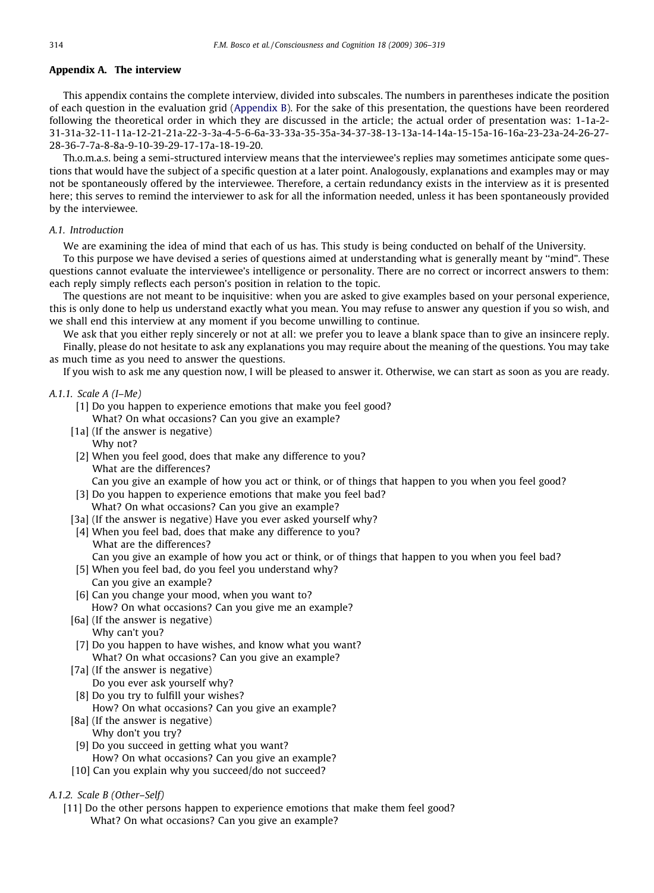## Appendix A. The interview

This appendix contains the complete interview, divided into subscales. The numbers in parentheses indicate the position of each question in the evaluation grid (Appendix B). For the sake of this presentation, the questions have been reordered following the theoretical order in which they are discussed in the article; the actual order of presentation was: 1-1a-2-31-31a-32-11-11a-12-21-21a-22-3-3a-4-5-6-6a-33-33a-35-35a-34-37-38-13-13a-14-14a-15-15a-16-16a-23-23a-24-26-27-28-36-7-7a-8-8a-9-10-39-29-17-17a-18-19-20.

Th.o.m.a.s. being a semi-structured interview means that the interviewee's replies may sometimes anticipate some questions that would have the subject of a specific question at a later point. Analogously, explanations and examples may or may not be spontaneously offered by the interviewee. Therefore, a certain redundancy exists in the interview as it is presented here; this serves to remind the interviewer to ask for all the information needed, unless it has been spontaneously provided by the interviewee.

### *A.1. Introduction*

We are examining the idea of mind that each of us has. This study is being conducted on behalf of the University.

To this purpose we have devised a series of questions aimed at understanding what is generally meant by "mind". These questions cannot evaluate the interviewee's intelligence or personality. There are no correct or incorrect answers to them: each reply simply reflects each person's position in relation to the topic.

The questions are not meant to be inquisitive: when you are asked to give examples based on your personal experience, this is only done to help us understand exactly what you mean. You may refuse to answer any question if you so wish, and we shall end this interview at any moment if you become unwilling to continue.

We ask that you either reply sincerely or not at all: we prefer you to leave a blank space than to give an insincere reply.

Finally, please do not hesitate to ask any explanations you may require about the meaning of the questions. You may take as much time as you need to answer the questions.

If you wish to ask me any question now, I will be pleased to answer it. Otherwise, we can start as soon as you are ready.

#### *A.1.1. Scale A (I–Me)*

[1] Do you happen to experience emotions that make you feel good?
What? On what occasions? Can you give an example?

[1a] (If the answer is negative)
Why not?

[2] When you feel good, does that make any difference to you?
What are the differences?
Can you give an example of how you act or think, or of things that happen to you when you feel good?

[3] Do you happen to experience emotions that make you feel bad?
What? On what occasions? Can you give an example?

[3a] (If the answer is negative) Have you ever asked yourself why?

[4] When you feel bad, does that make any difference to you?
What are the differences?
Can you give an example of how you act or think, or of things that happen to you when you feel bad?

[5] When you feel bad, do you feel you understand why?
Can you give an example?

[6] Can you change your mood, when you want to?
How? On what occasions? Can you give me an example?

[6a] (If the answer is negative)
Why can't you?

[7] Do you happen to have wishes, and know what you want?
What? On what occasions? Can you give an example?

[7a] (If the answer is negative)
Do you ever ask yourself why?

[8] Do you try to fulfill your wishes?
How? On what occasions? Can you give an example?

[8a] (If the answer is negative)
Why don't you try?

[9] Do you succeed in getting what you want?
How? On what occasions? Can you give an example?

[10] Can you explain why you succeed/do not succeed?

#### *A.1.2. Scale B (Other–Self)*

[11] Do the other persons happen to experience emotions that make them feel good?
What? On what occasions? Can you give an example?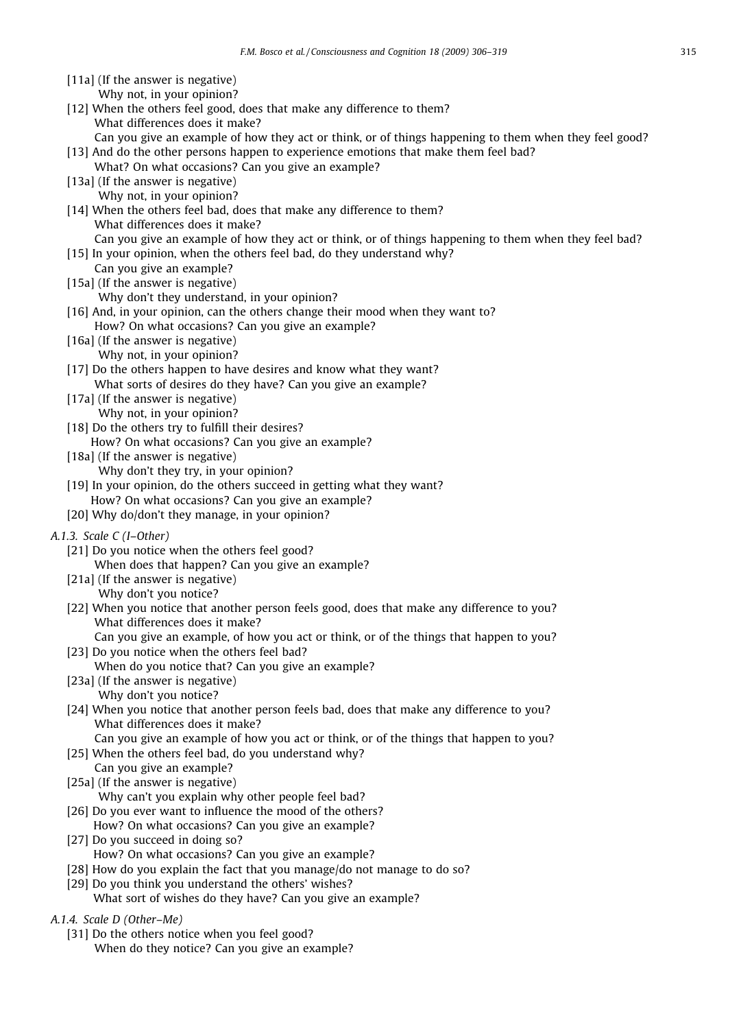[11a] (If the answer is negative)
Why not, in your opinion?

[12] When the others feel good, does that make any difference to them?
What differences does it make?
Can you give an example of how they act or think, or of things happening to them when they feel good?

[13] And do the other persons happen to experience emotions that make them feel bad?
What? On what occasions? Can you give an example?

[13a] (If the answer is negative)
Why not, in your opinion?

[14] When the others feel bad, does that make any difference to them?
What differences does it make?
Can you give an example of how they act or think, or of things happening to them when they feel bad?

[15] In your opinion, when the others feel bad, do they understand why?
Can you give an example?

[15a] (If the answer is negative)
Why don't they understand, in your opinion?

[16] And, in your opinion, can the others change their mood when they want to?
How? On what occasions? Can you give an example?

[16a] (If the answer is negative)
Why not, in your opinion?

[17] Do the others happen to have desires and know what they want?
What sorts of desires do they have? Can you give an example?

[17a] (If the answer is negative)
Why not, in your opinion?

[18] Do the others try to fulfill their desires?
How? On what occasions? Can you give an example?

[18a] (If the answer is negative)
Why don't they try, in your opinion?

[19] In your opinion, do the others succeed in getting what they want?
How? On what occasions? Can you give an example?

[20] Why do/don't they manage, in your opinion?

*A.1.3. Scale C (I–Other)*

[21] Do you notice when the others feel good?
When does that happen? Can you give an example?

[21a] (If the answer is negative)
Why don't you notice?

[22] When you notice that another person feels good, does that make any difference to you?
What differences does it make?
Can you give an example, of how you act or think, or of the things that happen to you?

[23] Do you notice when the others feel bad?
When do you notice that? Can you give an example?

[23a] (If the answer is negative)
Why don't you notice?

[24] When you notice that another person feels bad, does that make any difference to you?
What differences does it make?
Can you give an example of how you act or think, or of the things that happen to you?

[25] When the others feel bad, do you understand why?
Can you give an example?

[25a] (If the answer is negative)
Why can't you explain why other people feel bad?

[26] Do you ever want to influence the mood of the others?
How? On what occasions? Can you give an example?

[27] Do you succeed in doing so?
How? On what occasions? Can you give an example?

[28] How do you explain the fact that you manage/do not manage to do so?

[29] Do you think you understand the others' wishes?
What sort of wishes do they have? Can you give an example?

*A.1.4. Scale D (Other–Me)*

[31] Do the others notice when you feel good?
When do they notice? Can you give an example?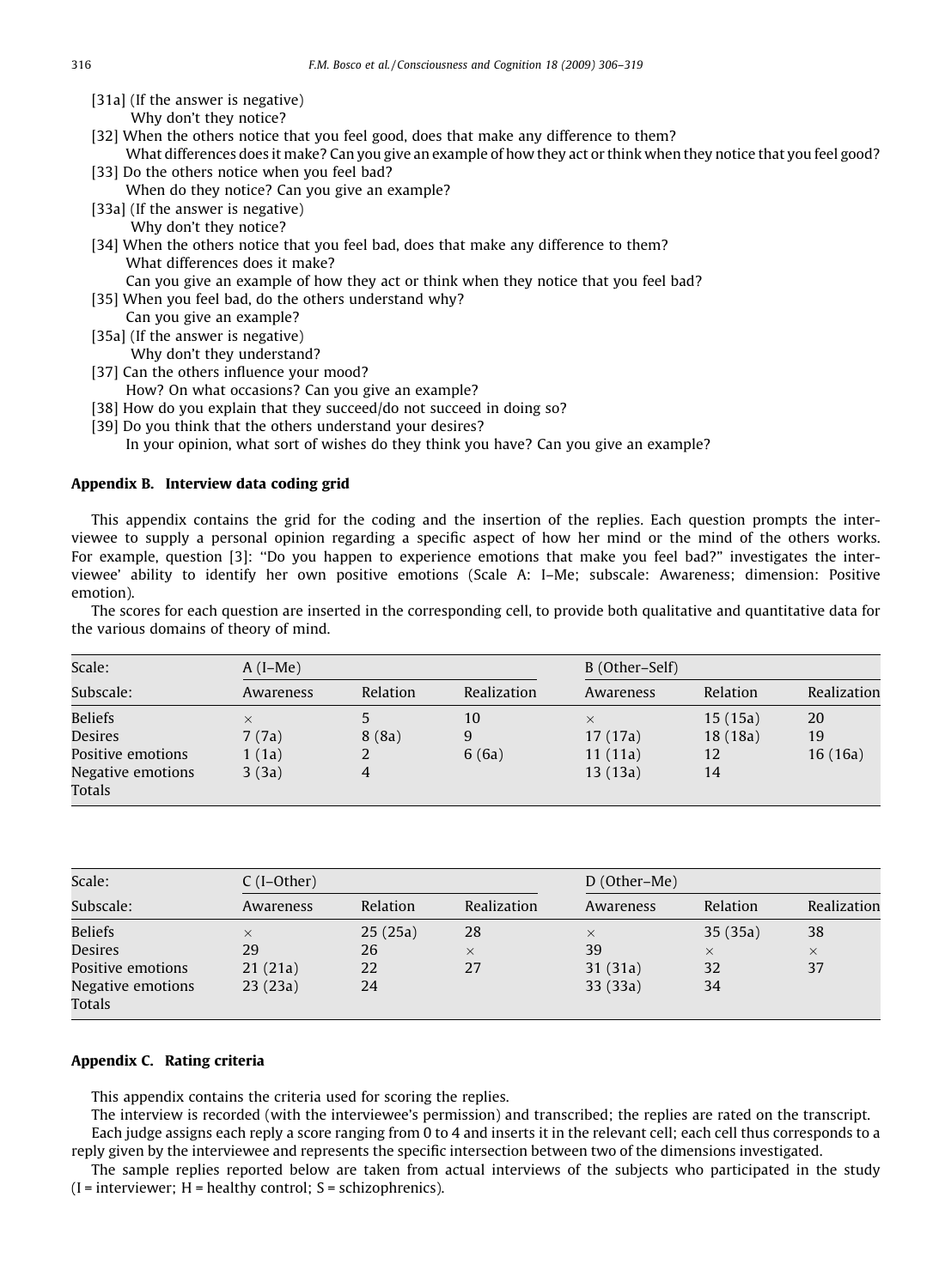[31a] (If the answer is negative)
Why don't they notice?

[32] When the others notice that you feel good, does that make any difference to them?
What differences does it make? Can you give an example of how they act or think when they notice that you feel good?

[33] Do the others notice when you feel bad?
When do they notice? Can you give an example?

[33a] (If the answer is negative)
Why don't they notice?

[34] When the others notice that you feel bad, does that make any difference to them?
What differences does it make?
Can you give an example of how they act or think when they notice that you feel bad?

[35] When you feel bad, do the others understand why?
Can you give an example?

[35a] (If the answer is negative)
Why don't they understand?

[37] Can the others influence your mood?
How? On what occasions? Can you give an example?

[38] How do you explain that they succeed/do not succeed in doing so?

[39] Do you think that the others understand your desires?
In your opinion, what sort of wishes do they think you have? Can you give an example?

## Appendix B. Interview data coding grid

This appendix contains the grid for the coding and the insertion of the replies. Each question prompts the interviewee to supply a personal opinion regarding a specific aspect of how her mind or the mind of the others works. For example, question [3]: "Do you happen to experience emotions that make you feel bad?" investigates the interviewee' ability to identify her own positive emotions (Scale A: I–Me; subscale: Awareness; dimension: Positive emotion).

The scores for each question are inserted in the corresponding cell, to provide both qualitative and quantitative data for the various domains of theory of mind.

| Scale: | A (I–Me) | | | B (Other–Self) | | |
|---|---|---|---|---|---|---|
| Subscale: | Awareness | Relation | Realization | Awareness | Relation | Realization |
| Beliefs | × | 5 | 10 | × | 15 (15a) | 20 |
| Desires | 7 (7a) | 8 (8a) | 9 | 17 (17a) | 18 (18a) | 19 |
| Positive emotions | 1 (1a) | 2 | 6 (6a) | 11 (11a) | 12 | 16 (16a) |
| Negative emotions | 3 (3a) | 4 | | 13 (13a) | 14 | |
| Totals | | | | | | |

| Scale: | C (I–Other) | | | D (Other–Me) | | |
|---|---|---|---|---|---|---|
| Subscale: | Awareness | Relation | Realization | Awareness | Relation | Realization |
| Beliefs | × | 25 (25a) | 28 | × | 35 (35a) | 38 |
| Desires | 29 | 26 | × | 39 | × | × |
| Positive emotions | 21 (21a) | 22 | 27 | 31 (31a) | 32 | 37 |
| Negative emotions | 23 (23a) | 24 | | 33 (33a) | 34 | |
| Totals | | | | | | |

## Appendix C. Rating criteria

This appendix contains the criteria used for scoring the replies.

The interview is recorded (with the interviewee's permission) and transcribed; the replies are rated on the transcript.

Each judge assigns each reply a score ranging from 0 to 4 and inserts it in the relevant cell; each cell thus corresponds to a reply given by the interviewee and represents the specific intersection between two of the dimensions investigated.

The sample replies reported below are taken from actual interviews of the subjects who participated in the study (I = interviewer; H = healthy control; S = schizophrenics).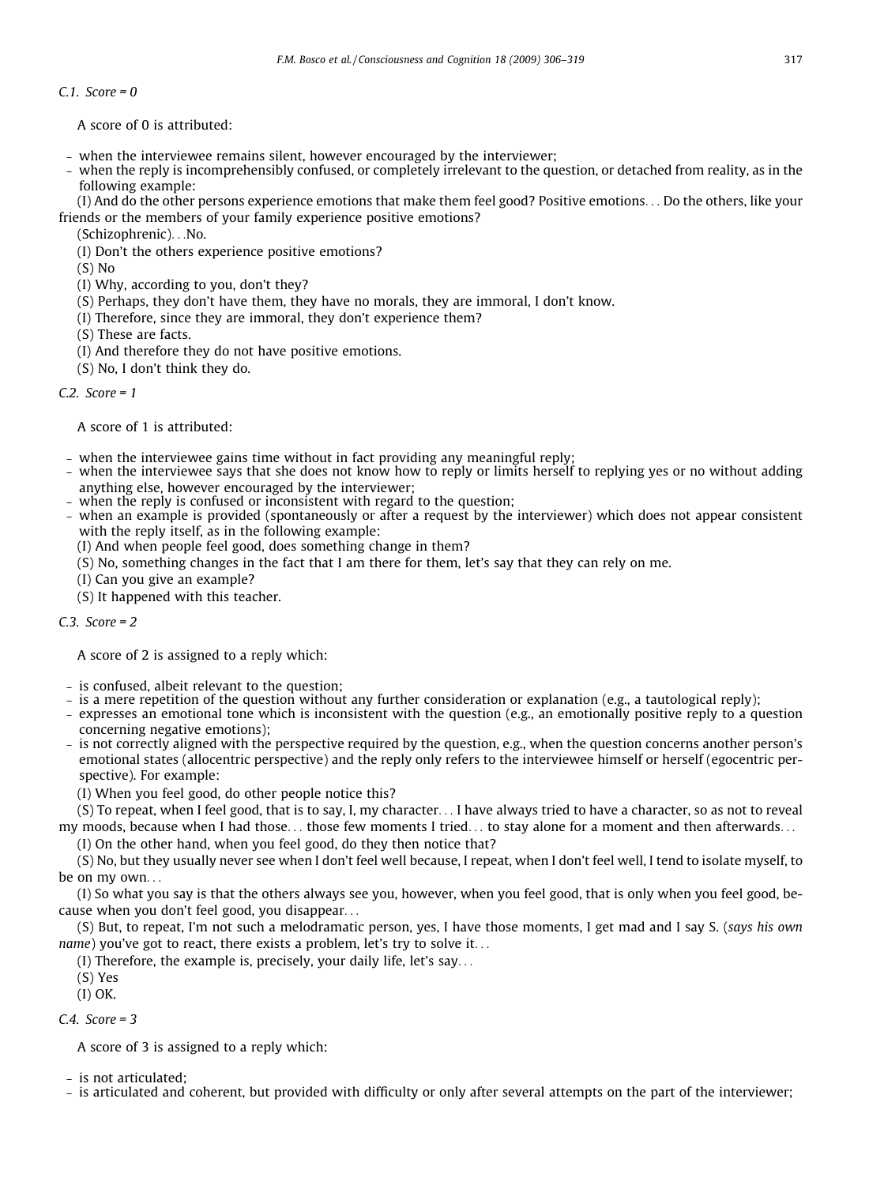*C.1. Score = 0*

A score of 0 is attributed:

- when the interviewee remains silent, however encouraged by the interviewer;
- when the reply is incomprehensibly confused, or completely irrelevant to the question, or detached from reality, as in the following example:

(I) And do the other persons experience emotions that make them feel good? Positive emotions... Do the others, like your friends or the members of your family experience positive emotions?

(Schizophrenic)...No.

(I) Don't the others experience positive emotions?

(S) No

(I) Why, according to you, don't they?

(S) Perhaps, they don't have them, they have no morals, they are immoral, I don't know.

(I) Therefore, since they are immoral, they don't experience them?

(S) These are facts.

(I) And therefore they do not have positive emotions.

(S) No, I don't think they do.

*C.2. Score = 1*

A score of 1 is attributed:

- when the interviewee gains time without in fact providing any meaningful reply;
- when the interviewee says that she does not know how to reply or limits herself to replying yes or no without adding anything else, however encouraged by the interviewer;
- when the reply is confused or inconsistent with regard to the question;
- when an example is provided (spontaneously or after a request by the interviewer) which does not appear consistent with the reply itself, as in the following example:

(I) And when people feel good, does something change in them?

(S) No, something changes in the fact that I am there for them, let's say that they can rely on me.

(I) Can you give an example?

(S) It happened with this teacher.

*C.3. Score = 2*

A score of 2 is assigned to a reply which:

- is confused, albeit relevant to the question;
- is a mere repetition of the question without any further consideration or explanation (e.g., a tautological reply);
- expresses an emotional tone which is inconsistent with the question (e.g., an emotionally positive reply to a question concerning negative emotions);
- is not correctly aligned with the perspective required by the question, e.g., when the question concerns another person's emotional states (allocentric perspective) and the reply only refers to the interviewee himself or herself (egocentric perspective). For example:

(I) When you feel good, do other people notice this?

(S) To repeat, when I feel good, that is to say, I, my character... I have always tried to have a character, so as not to reveal my moods, because when I had those... those few moments I tried... to stay alone for a moment and then afterwards...

(I) On the other hand, when you feel good, do they then notice that?

(S) No, but they usually never see when I don't feel well because, I repeat, when I don't feel well, I tend to isolate myself, to be on my own...

(I) So what you say is that the others always see you, however, when you feel good, that is only when you feel good, because when you don't feel good, you disappear...

(S) But, to repeat, I'm not such a melodramatic person, yes, I have those moments, I get mad and I say S. (*says his own name*) you've got to react, there exists a problem, let's try to solve it...

(I) Therefore, the example is, precisely, your daily life, let's say...

(S) Yes

(I) OK.

*C.4. Score = 3*

A score of 3 is assigned to a reply which:

- is not articulated;
- is articulated and coherent, but provided with difficulty or only after several attempts on the part of the interviewer;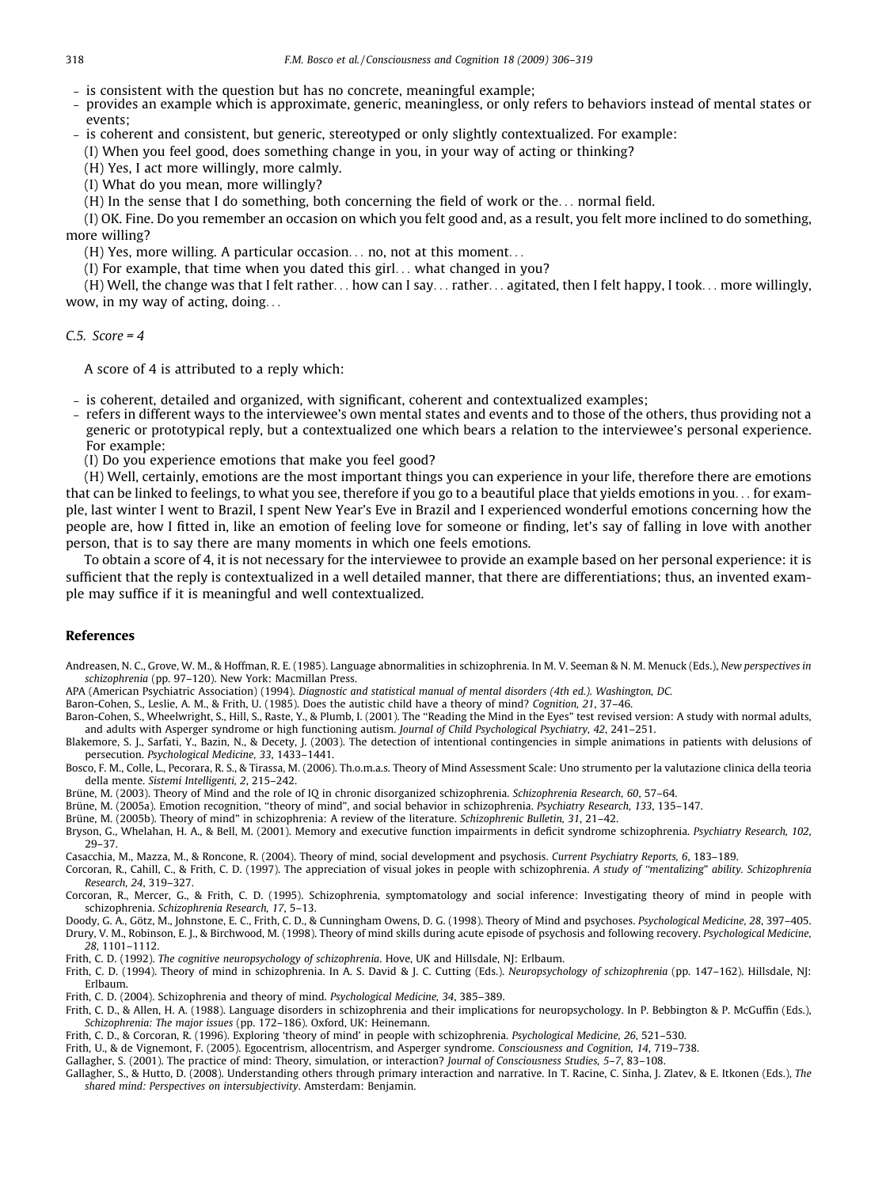- is consistent with the question but has no concrete, meaningful example;
- provides an example which is approximate, generic, meaningless, or only refers to behaviors instead of mental states or events;
- is coherent and consistent, but generic, stereotyped or only slightly contextualized. For example:

(I) When you feel good, does something change in you, in your way of acting or thinking?

(H) Yes, I act more willingly, more calmly.

(I) What do you mean, more willingly?

(H) In the sense that I do something, both concerning the field of work or the… normal field.

(I) OK. Fine. Do you remember an occasion on which you felt good and, as a result, you felt more inclined to do something, more willing?

(H) Yes, more willing. A particular occasion… no, not at this moment…

(I) For example, that time when you dated this girl… what changed in you?

(H) Well, the change was that I felt rather… how can I say… rather… agitated, then I felt happy, I took… more willingly, wow, in my way of acting, doing…

*C.5. Score = 4*

A score of 4 is attributed to a reply which:

- is coherent, detailed and organized, with significant, coherent and contextualized examples;
- refers in different ways to the interviewee's own mental states and events and to those of the others, thus providing not a generic or prototypical reply, but a contextualized one which bears a relation to the interviewee's personal experience. For example:

(I) Do you experience emotions that make you feel good?

(H) Well, certainly, emotions are the most important things you can experience in your life, therefore there are emotions that can be linked to feelings, to what you see, therefore if you go to a beautiful place that yields emotions in you… for example, last winter I went to Brazil, I spent New Year's Eve in Brazil and I experienced wonderful emotions concerning how the people are, how I fitted in, like an emotion of feeling love for someone or finding, let's say of falling in love with another person, that is to say there are many moments in which one feels emotions.

To obtain a score of 4, it is not necessary for the interviewee to provide an example based on her personal experience: it is sufficient that the reply is contextualized in a well detailed manner, that there are differentiations; thus, an invented example may suffice if it is meaningful and well contextualized.

## References

Andreasen, N. C., Grove, W. M., & Hoffman, R. E. (1985). Language abnormalities in schizophrenia. In M. V. Seeman & N. M. Menuck (Eds.), *New perspectives in schizophrenia* (pp. 97–120). New York: Macmillan Press.

APA (American Psychiatric Association) (1994). *Diagnostic and statistical manual of mental disorders (4th ed.). Washington, DC.*

Baron-Cohen, S., Leslie, A. M., & Frith, U. (1985). Does the autistic child have a theory of mind? *Cognition, 21*, 37–46.

Baron-Cohen, S., Wheelwright, S., Hill, S., Raste, Y., & Plumb, I. (2001). The "Reading the Mind in the Eyes" test revised version: A study with normal adults, and adults with Asperger syndrome or high functioning autism. *Journal of Child Psychological Psychiatry, 42*, 241–251.

Blakemore, S. J., Sarfati, Y., Bazin, N., & Decety, J. (2003). The detection of intentional contingencies in simple animations in patients with delusions of persecution. *Psychological Medicine, 33*, 1433–1441.

Bosco, F. M., Colle, L., Pecorara, R. S., & Tirassa, M. (2006). Th.o.m.a.s. Theory of Mind Assessment Scale: Uno strumento per la valutazione clinica della teoria della mente. *Sistemi Intelligenti, 2*, 215–242.

Brüne, M. (2003). Theory of Mind and the role of IQ in chronic disorganized schizophrenia. *Schizophrenia Research, 60*, 57–64.

Brüne, M. (2005a). Emotion recognition, "theory of mind", and social behavior in schizophrenia. *Psychiatry Research, 133*, 135–147.

Brüne, M. (2005b). Theory of mind" in schizophrenia: A review of the literature. *Schizophrenic Bulletin, 31*, 21–42.

Bryson, G., Whelahan, H. A., & Bell, M. (2001). Memory and executive function impairments in deficit syndrome schizophrenia. *Psychiatry Research, 102*, 29–37.

Casacchia, M., Mazza, M., & Roncone, R. (2004). Theory of mind, social development and psychosis. *Current Psychiatry Reports, 6*, 183–189.

Corcoran, R., Cahill, C., & Frith, C. D. (1997). The appreciation of visual jokes in people with schizophrenia. *A study of "mentalizing" ability. Schizophrenia Research, 24*, 319–327.

Corcoran, R., Mercer, G., & Frith, C. D. (1995). Schizophrenia, symptomatology and social inference: Investigating theory of mind in people with schizophrenia. *Schizophrenia Research, 17*, 5–13.

Doody, G. A., Götz, M., Johnstone, E. C., Frith, C. D., & Cunningham Owens, D. G. (1998). Theory of Mind and psychoses. *Psychological Medicine, 28*, 397–405.

Drury, V. M., Robinson, E. J., & Birchwood, M. (1998). Theory of mind skills during acute episode of psychosis and following recovery. *Psychological Medicine, 28*, 1101–1112.

Frith, C. D. (1992). *The cognitive neuropsychology of schizophrenia*. Hove, UK and Hillsdale, NJ: Erlbaum.

Frith, C. D. (1994). Theory of mind in schizophrenia. In A. S. David & J. C. Cutting (Eds.). *Neuropsychology of schizophrenia* (pp. 147–162). Hillsdale, NJ: Erlbaum.

Frith, C. D. (2004). Schizophrenia and theory of mind. *Psychological Medicine, 34*, 385–389.

Frith, C. D., & Allen, H. A. (1988). Language disorders in schizophrenia and their implications for neuropsychology. In P. Bebbington & P. McGuffin (Eds.), *Schizophrenia: The major issues* (pp. 172–186). Oxford, UK: Heinemann.

Frith, C. D., & Corcoran, R. (1996). Exploring 'theory of mind' in people with schizophrenia. *Psychological Medicine, 26*, 521–530.

Frith, U., & de Vignemont, F. (2005). Egocentrism, allocentrism, and Asperger syndrome. *Consciousness and Cognition, 14*, 719–738.

Gallagher, S. (2001). The practice of mind: Theory, simulation, or interaction? *Journal of Consciousness Studies, 5–7*, 83–108.

Gallagher, S., & Hutto, D. (2008). Understanding others through primary interaction and narrative. In T. Racine, C. Sinha, J. Zlatev, & E. Itkonen (Eds.), *The shared mind: Perspectives on intersubjectivity*. Amsterdam: Benjamin.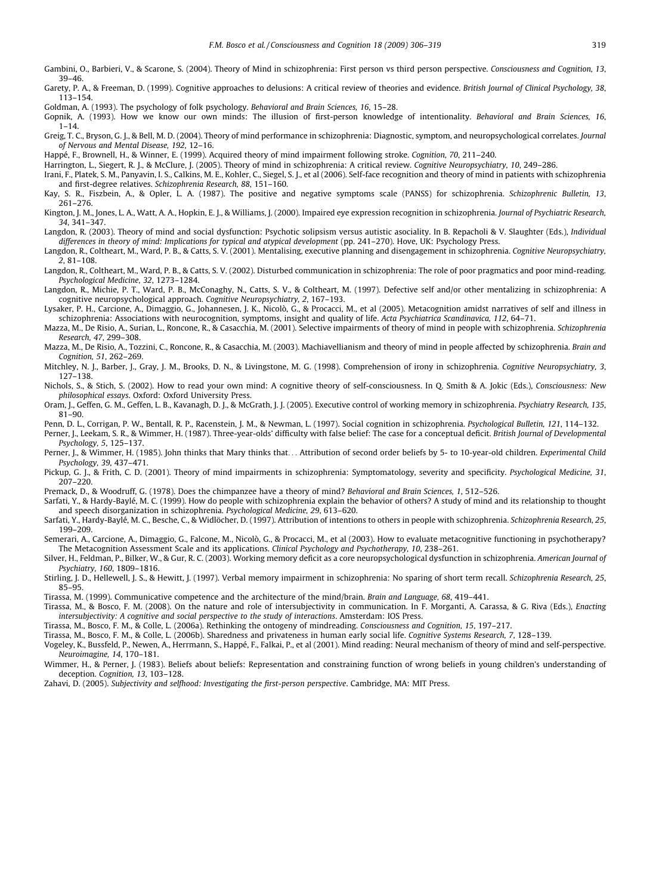Gambini, O., Barbieri, V., & Scarone, S. (2004). Theory of Mind in schizophrenia: First person vs third person perspective. *Consciousness and Cognition, 13*, 39–46.

Garety, P. A., & Freeman, D. (1999). Cognitive approaches to delusions: A critical review of theories and evidence. *British Journal of Clinical Psychology, 38*, 113–154.

Goldman, A. (1993). The psychology of folk psychology. *Behavioral and Brain Sciences, 16*, 15–28.

Gopnik, A. (1993). How we know our own minds: The illusion of first-person knowledge of intentionality. *Behavioral and Brain Sciences, 16*, 1–14.

Greig, T. C., Bryson, G. J., & Bell, M. D. (2004). Theory of mind performance in schizophrenia: Diagnostic, symptom, and neuropsychological correlates. *Journal of Nervous and Mental Disease, 192*, 12–16.

Happé, F., Brownell, H., & Winner, E. (1999). Acquired theory of mind impairment following stroke. *Cognition, 70*, 211–240.

Harrington, L., Siegert, R. J., & McClure, J. (2005). Theory of mind in schizophrenia: A critical review. *Cognitive Neuropsychiatry, 10*, 249–286.

Irani, F., Platek, S. M., Panyavin, I. S., Calkins, M. E., Kohler, C., Siegel, S. J., et al (2006). Self-face recognition and theory of mind in patients with schizophrenia and first-degree relatives. *Schizophrenia Research, 88*, 151–160.

Kay, S. R., Fiszbein, A., & Opler, L. A. (1987). The positive and negative symptoms scale (PANSS) for schizophrenia. *Schizophrenic Bulletin, 13*, 261–276.

Kington, J. M., Jones, L. A., Watt, A. A., Hopkin, E. J., & Williams, J. (2000). Impaired eye expression recognition in schizophrenia. *Journal of Psychiatric Research, 34*, 341–347.

Langdon, R. (2003). Theory of mind and social dysfunction: Psychotic solipsism versus autistic asociality. In B. Repacholi & V. Slaughter (Eds.), *Individual differences in theory of mind: Implications for typical and atypical development* (pp. 241–270). Hove, UK: Psychology Press.

Langdon, R., Coltheart, M., Ward, P. B., & Catts, S. V. (2001). Mentalising, executive planning and disengagement in schizophrenia. *Cognitive Neuropsychiatry, 2*, 81–108.

Langdon, R., Coltheart, M., Ward, P. B., & Catts, S. V. (2002). Disturbed communication in schizophrenia: The role of poor pragmatics and poor mind-reading. *Psychological Medicine, 32*, 1273–1284.

Langdon, R., Michie, P. T., Ward, P. B., McConaghy, N., Catts, S. V., & Coltheart, M. (1997). Defective self and/or other mentalizing in schizophrenia: A cognitive neuropsychological approach. *Cognitive Neuropsychiatry, 2*, 167–193.

Lysaker, P. H., Carcione, A., Dimaggio, G., Johannesen, J. K., Nicolò, G., & Procacci, M., et al (2005). Metacognition amidst narratives of self and illness in schizophrenia: Associations with neurocognition, symptoms, insight and quality of life. *Acta Psychiatrica Scandinavica, 112*, 64–71.

Mazza, M., De Risio, A., Surian, L., Roncone, R., & Casacchia, M. (2001). Selective impairments of theory of mind in people with schizophrenia. *Schizophrenia Research, 47*, 299–308.

Mazza, M., De Risio, A., Tozzini, C., Roncone, R., & Casacchia, M. (2003). Machiavellianism and theory of mind in people affected by schizophrenia. *Brain and Cognition, 51*, 262–269.

Mitchley, N. J., Barber, J., Gray, J. M., Brooks, D. N., & Livingstone, M. G. (1998). Comprehension of irony in schizophrenia. *Cognitive Neuropsychiatry, 3*, 127–138.

Nichols, S., & Stich, S. (2002). How to read your own mind: A cognitive theory of self-consciousness. In Q. Smith & A. Jokic (Eds.), *Consciousness: New philosophical essays*. Oxford: Oxford University Press.

Oram, J., Geffen, G. M., Geffen, L. B., Kavanagh, D. J., & McGrath, J. J. (2005). Executive control of working memory in schizophrenia. *Psychiatry Research, 135*, 81–90.

Penn, D. L., Corrigan, P. W., Bentall, R. P., Racenstein, J. M., & Newman, L. (1997). Social cognition in schizophrenia. *Psychological Bulletin, 121*, 114–132.

Perner, J., Leekam, S. R., & Wimmer, H. (1987). Three-year-olds' difficulty with false belief: The case for a conceptual deficit. *British Journal of Developmental Psychology, 5*, 125–137.

Perner, J., & Wimmer, H. (1985). John thinks that Mary thinks that... Attribution of second order beliefs by 5- to 10-year-old children. *Experimental Child Psychology, 39*, 437–471.

Pickup, G. J., & Frith, C. D. (2001). Theory of mind impairments in schizophrenia: Symptomatology, severity and specificity. *Psychological Medicine, 31*, 207–220.

Premack, D., & Woodruff, G. (1978). Does the chimpanzee have a theory of mind? *Behavioral and Brain Sciences, 1*, 512–526.

Sarfati, Y., & Hardy-Baylé, M. C. (1999). How do people with schizophrenia explain the behavior of others? A study of mind and its relationship to thought and speech disorganization in schizophrenia. *Psychological Medicine, 29*, 613–620.

Sarfati, Y., Hardy-Baylé, M. C., Besche, C., & Widlöcher, D. (1997). Attribution of intentions to others in people with schizophrenia. *Schizophrenia Research, 25*, 199–209.

Semerari, A., Carcione, A., Dimaggio, G., Falcone, M., Nicolò, G., & Procacci, M., et al (2003). How to evaluate metacognitive functioning in psychotherapy? The Metacognition Assessment Scale and its applications. *Clinical Psychology and Psychotherapy, 10*, 238–261.

Silver, H., Feldman, P., Bilker, W., & Gur, R. C. (2003). Working memory deficit as a core neuropsychological dysfunction in schizophrenia. *American Journal of Psychiatry, 160*, 1809–1816.

Stirling, J. D., Hellewell, J. S., & Hewitt, J. (1997). Verbal memory impairment in schizophrenia: No sparing of short term recall. *Schizophrenia Research, 25*, 85–95.

Tirassa, M. (1999). Communicative competence and the architecture of the mind/brain. *Brain and Language, 68*, 419–441.

Tirassa, M., & Bosco, F. M. (2008). On the nature and role of intersubjectivity in communication. In F. Morganti, A. Carassa, & G. Riva (Eds.), *Enacting intersubjectivity: A cognitive and social perspective to the study of interactions*. Amsterdam: IOS Press.

Tirassa, M., Bosco, F. M., & Colle, L. (2006a). Rethinking the ontogeny of mindreading. *Consciousness and Cognition, 15*, 197–217.

Tirassa, M., Bosco, F. M., & Colle, L. (2006b). Sharedness and privateness in human early social life. *Cognitive Systems Research, 7*, 128–139.

Vogeley, K., Bussfeld, P., Newen, A., Herrmann, S., Happé, F., Falkai, P., et al (2001). Mind reading: Neural mechanism of theory of mind and self-perspective. *Neuroimagine, 14*, 170–181.

Wimmer, H., & Perner, J. (1983). Beliefs about beliefs: Representation and constraining function of wrong beliefs in young children's understanding of deception. *Cognition, 13*, 103–128.

Zahavi, D. (2005). *Subjectivity and selfhood: Investigating the first-person perspective*. Cambridge, MA: MIT Press.